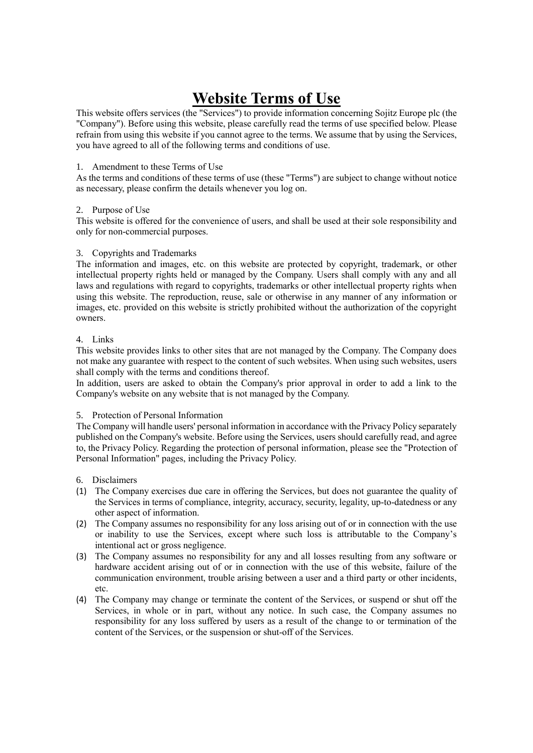# Website Terms of Use

This website offers services (the "Services") to provide information concerning Sojitz Europe plc (the "Company"). Before using this website, please carefully read the terms of use specified below. Please refrain from using this website if you cannot agree to the terms. We assume that by using the Services, you have agreed to all of the following terms and conditions of use.

1. Amendment to these Terms of Use

As the terms and conditions of these terms of use (these "Terms") are subject to change without notice as necessary, please confirm the details whenever you log on.

2. Purpose of Use

This website is offered for the convenience of users, and shall be used at their sole responsibility and only for non-commercial purposes.

3. Copyrights and Trademarks

The information and images, etc. on this website are protected by copyright, trademark, or other intellectual property rights held or managed by the Company. Users shall comply with any and all laws and regulations with regard to copyrights, trademarks or other intellectual property rights when using this website. The reproduction, reuse, sale or otherwise in any manner of any information or images, etc. provided on this website is strictly prohibited without the authorization of the copyright owners.

4. Links

This website provides links to other sites that are not managed by the Company. The Company does not make any guarantee with respect to the content of such websites. When using such websites, users shall comply with the terms and conditions thereof.

In addition, users are asked to obtain the Company's prior approval in order to add a link to the Company's website on any website that is not managed by the Company.

5. Protection of Personal Information

The Company will handle users' personal information in accordance with the Privacy Policy separately published on the Company's website. Before using the Services, users should carefully read, and agree to, the Privacy Policy. Regarding the protection of personal information, please see the "Protection of Personal Information" pages, including the Privacy Policy.

6. Disclaimers

(1) The Company exercises due care in offering the Services, but does not guarantee the quality of the Services in terms of compliance, integrity, accuracy, security, legality, up-to-datedness or any other aspect of information.

(2) The Company assumes no responsibility for any loss arising out of or in connection with the use or inability to use the Services, except where such loss is attributable to the Company's intentional act or gross negligence.

(3) The Company assumes no responsibility for any and all losses resulting from any software or hardware accident arising out of or in connection with the use of this website, failure of the communication environment, trouble arising between a user and a third party or other incidents, etc.

(4) The Company may change or terminate the content of the Services, or suspend or shut off the Services, in whole or in part, without any notice. In such case, the Company assumes no responsibility for any loss suffered by users as a result of the change to or termination of the content of the Services, or the suspension or shut-off of the Services.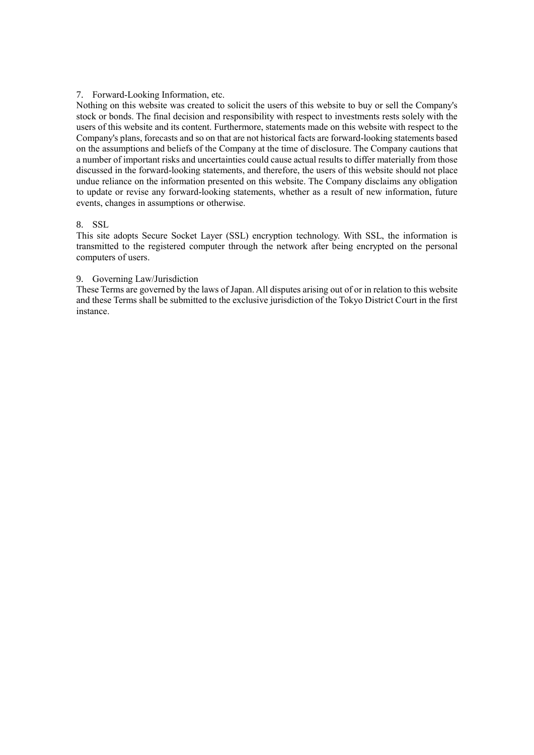## 7. Forward-Looking Information, etc.

Nothing on this website was created to solicit the users of this website to buy or sell the Company's stock or bonds. The final decision and responsibility with respect to investments rests solely with the users of this website and its content. Furthermore, statements made on this website with respect to the Company's plans, forecasts and so on that are not historical facts are forward-looking statements based on the assumptions and beliefs of the Company at the time of disclosure. The Company cautions that a number of important risks and uncertainties could cause actual results to differ materially from those discussed in the forward-looking statements, and therefore, the users of this website should not place undue reliance on the information presented on this website. The Company disclaims any obligation to update or revise any forward-looking statements, whether as a result of new information, future events, changes in assumptions or otherwise.

## 8. SSL

This site adopts Secure Socket Layer (SSL) encryption technology. With SSL, the information is transmitted to the registered computer through the network after being encrypted on the personal computers of users.

## 9. Governing Law/Jurisdiction

These Terms are governed by the laws of Japan. All disputes arising out of or in relation to this website and these Terms shall be submitted to the exclusive jurisdiction of the Tokyo District Court in the first instance.